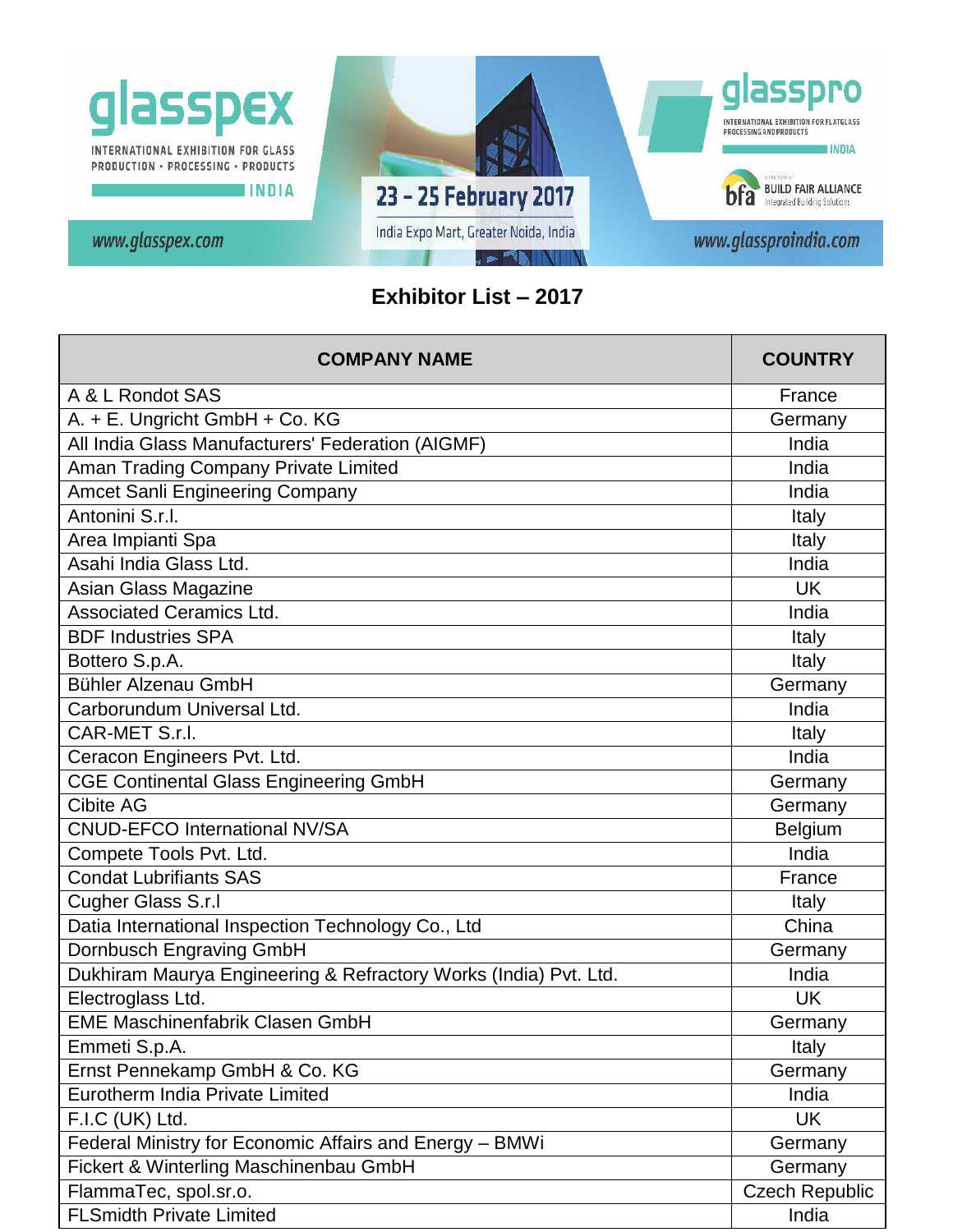glasspex
INTERNATIONAL EXHIBITION FOR GLASS PRODUCTION • PROCESSING • PRODUCTS
INDIA

23 - 25 February 2017
India Expo Mart, Greater Noida, India

glasspro
INTERNATIONAL EXHIBITION FOR FLATGLASS PROCESSING AND PRODUCTS
INDIA

bfa BUILD FAIR ALLIANCE Integrated Building Solutions

www.glasspex.com

www.glassproindia.com

## Exhibitor List – 2017

| COMPANY NAME | COUNTRY |
|---|---|
| A & L Rondot SAS | France |
| A. + E. Ungricht GmbH + Co. KG | Germany |
| All India Glass Manufacturers' Federation (AIGMF) | India |
| Aman Trading Company Private Limited | India |
| Amcet Sanli Engineering Company | India |
| Antonini S.r.l. | Italy |
| Area Impianti Spa | Italy |
| Asahi India Glass Ltd. | India |
| Asian Glass Magazine | UK |
| Associated Ceramics Ltd. | India |
| BDF Industries SPA | Italy |
| Bottero S.p.A. | Italy |
| Bühler Alzenau GmbH | Germany |
| Carborundum Universal Ltd. | India |
| CAR-MET S.r.l. | Italy |
| Ceracon Engineers Pvt. Ltd. | India |
| CGE Continental Glass Engineering GmbH | Germany |
| Cibite AG | Germany |
| CNUD-EFCO International NV/SA | Belgium |
| Compete Tools Pvt. Ltd. | India |
| Condat Lubrifiants SAS | France |
| Cugher Glass S.r.l | Italy |
| Datia International Inspection Technology Co., Ltd | China |
| Dornbusch Engraving GmbH | Germany |
| Dukhiram Maurya Engineering & Refractory Works (India) Pvt. Ltd. | India |
| Electroglass Ltd. | UK |
| EME Maschinenfabrik Clasen GmbH | Germany |
| Emmeti S.p.A. | Italy |
| Ernst Pennekamp GmbH & Co. KG | Germany |
| Eurotherm India Private Limited | India |
| F.I.C (UK) Ltd. | UK |
| Federal Ministry for Economic Affairs and Energy – BMWi | Germany |
| Fickert & Winterling Maschinenbau GmbH | Germany |
| FlammaTec, spol.sr.o. | Czech Republic |
| FLSmidth Private Limited | India |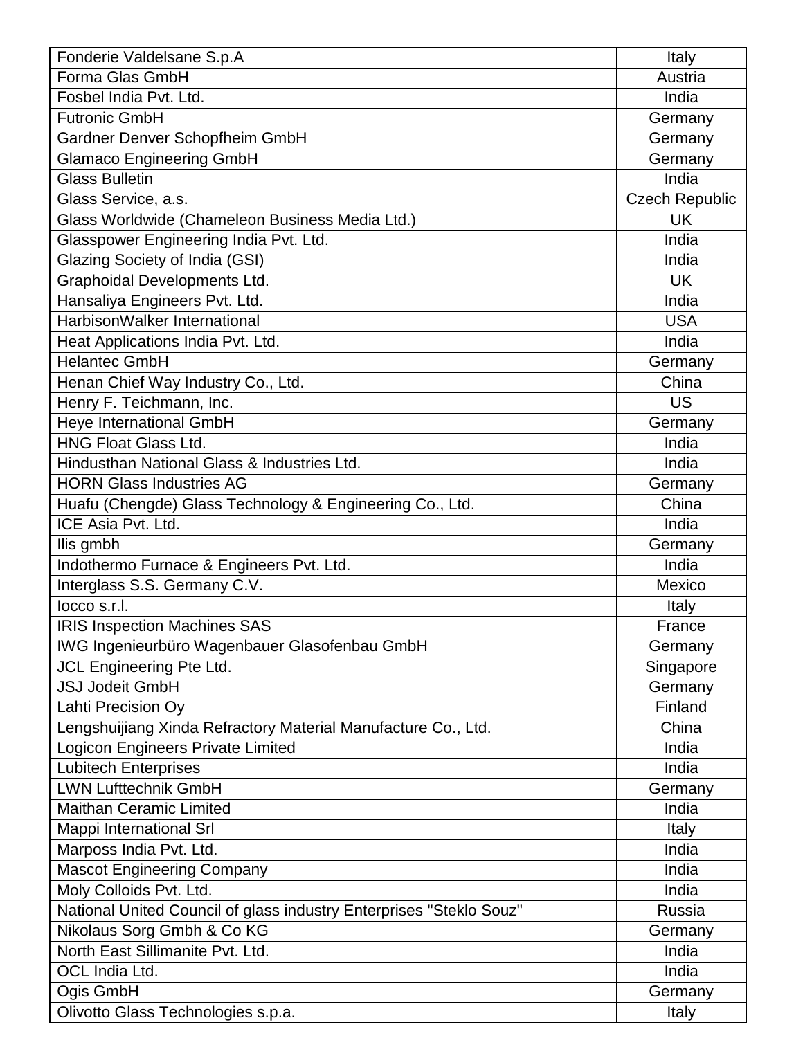| Fonderie Valdelsane S.p.A | Italy |
|---|---|
| Forma Glas GmbH | Austria |
| Fosbel India Pvt. Ltd. | India |
| Futronic GmbH | Germany |
| Gardner Denver Schopfheim GmbH | Germany |
| Glamaco Engineering GmbH | Germany |
| Glass Bulletin | India |
| Glass Service, a.s. | Czech Republic |
| Glass Worldwide (Chameleon Business Media Ltd.) | UK |
| Glasspower Engineering India Pvt. Ltd. | India |
| Glazing Society of India (GSI) | India |
| Graphoidal Developments Ltd. | UK |
| Hansaliya Engineers Pvt. Ltd. | India |
| HarbisonWalker International | USA |
| Heat Applications India Pvt. Ltd. | India |
| Helantec GmbH | Germany |
| Henan Chief Way Industry Co., Ltd. | China |
| Henry F. Teichmann, Inc. | US |
| Heye International GmbH | Germany |
| HNG Float Glass Ltd. | India |
| Hindusthan National Glass & Industries Ltd. | India |
| HORN Glass Industries AG | Germany |
| Huafu (Chengde) Glass Technology & Engineering Co., Ltd. | China |
| ICE Asia Pvt. Ltd. | India |
| Ilis gmbh | Germany |
| Indothermo Furnace & Engineers Pvt. Ltd. | India |
| Interglass S.S. Germany C.V. | Mexico |
| Iocco s.r.l. | Italy |
| IRIS Inspection Machines SAS | France |
| IWG Ingenieurbüro Wagenbauer Glasofenbau GmbH | Germany |
| JCL Engineering Pte Ltd. | Singapore |
| JSJ Jodeit GmbH | Germany |
| Lahti Precision Oy | Finland |
| Lengshuijiang Xinda Refractory Material Manufacture Co., Ltd. | China |
| Logicon Engineers Private Limited | India |
| Lubitech Enterprises | India |
| LWN Lufttechnik GmbH | Germany |
| Maithan Ceramic Limited | India |
| Mappi International Srl | Italy |
| Marposs India Pvt. Ltd. | India |
| Mascot Engineering Company | India |
| Moly Colloids Pvt. Ltd. | India |
| National United Council of glass industry Enterprises "Steklo Souz" | Russia |
| Nikolaus Sorg Gmbh & Co KG | Germany |
| North East Sillimanite Pvt. Ltd. | India |
| OCL India Ltd. | India |
| Ogis GmbH | Germany |
| Olivotto Glass Technologies s.p.a. | Italy |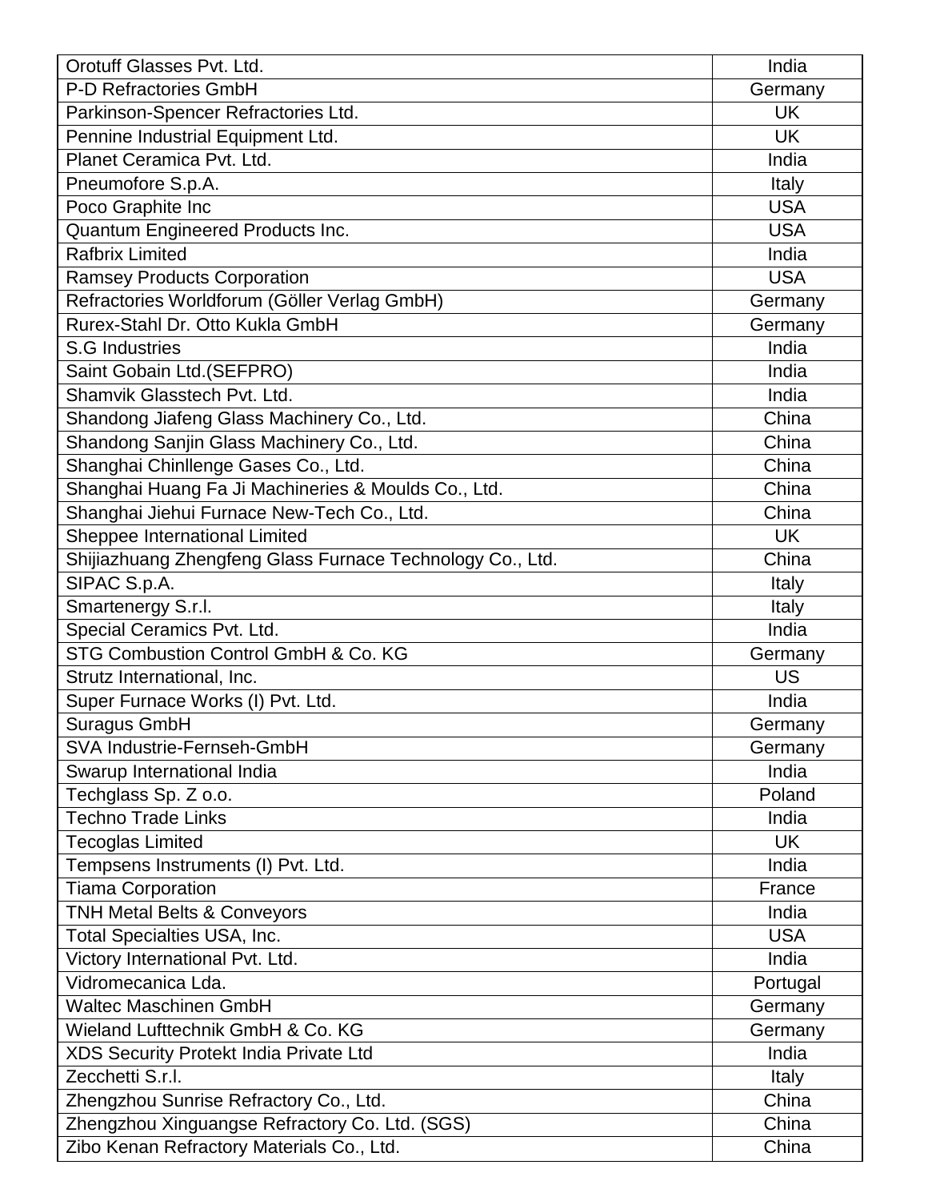| | |
|---|---|
| Orotuff Glasses Pvt. Ltd. | India |
| P-D Refractories GmbH | Germany |
| Parkinson-Spencer Refractories Ltd. | UK |
| Pennine Industrial Equipment Ltd. | UK |
| Planet Ceramica Pvt. Ltd. | India |
| Pneumofore S.p.A. | Italy |
| Poco Graphite Inc | USA |
| Quantum Engineered Products Inc. | USA |
| Rafbrix Limited | India |
| Ramsey Products Corporation | USA |
| Refractories Worldforum (Göller Verlag GmbH) | Germany |
| Rurex-Stahl Dr. Otto Kukla GmbH | Germany |
| S.G Industries | India |
| Saint Gobain Ltd.(SEFPRO) | India |
| Shamvik Glasstech Pvt. Ltd. | India |
| Shandong Jiafeng Glass Machinery Co., Ltd. | China |
| Shandong Sanjin Glass Machinery Co., Ltd. | China |
| Shanghai Chinllenge Gases Co., Ltd. | China |
| Shanghai Huang Fa Ji Machineries & Moulds Co., Ltd. | China |
| Shanghai Jiehui Furnace New-Tech Co., Ltd. | China |
| Sheppee International Limited | UK |
| Shijiazhuang Zhengfeng Glass Furnace Technology Co., Ltd. | China |
| SIPAC S.p.A. | Italy |
| Smartenergy S.r.l. | Italy |
| Special Ceramics Pvt. Ltd. | India |
| STG Combustion Control GmbH & Co. KG | Germany |
| Strutz International, Inc. | US |
| Super Furnace Works (I) Pvt. Ltd. | India |
| Suragus GmbH | Germany |
| SVA Industrie-Fernseh-GmbH | Germany |
| Swarup International India | India |
| Techglass Sp. Z o.o. | Poland |
| Techno Trade Links | India |
| Tecoglas Limited | UK |
| Tempsens Instruments (I) Pvt. Ltd. | India |
| Tiama Corporation | France |
| TNH Metal Belts & Conveyors | India |
| Total Specialties USA, Inc. | USA |
| Victory International Pvt. Ltd. | India |
| Vidromecanica Lda. | Portugal |
| Waltec Maschinen GmbH | Germany |
| Wieland Lufttechnik GmbH & Co. KG | Germany |
| XDS Security Protekt India Private Ltd | India |
| Zecchetti S.r.l. | Italy |
| Zhengzhou Sunrise Refractory Co., Ltd. | China |
| Zhengzhou Xinguangse Refractory Co. Ltd. (SGS) | China |
| Zibo Kenan Refractory Materials Co., Ltd. | China |